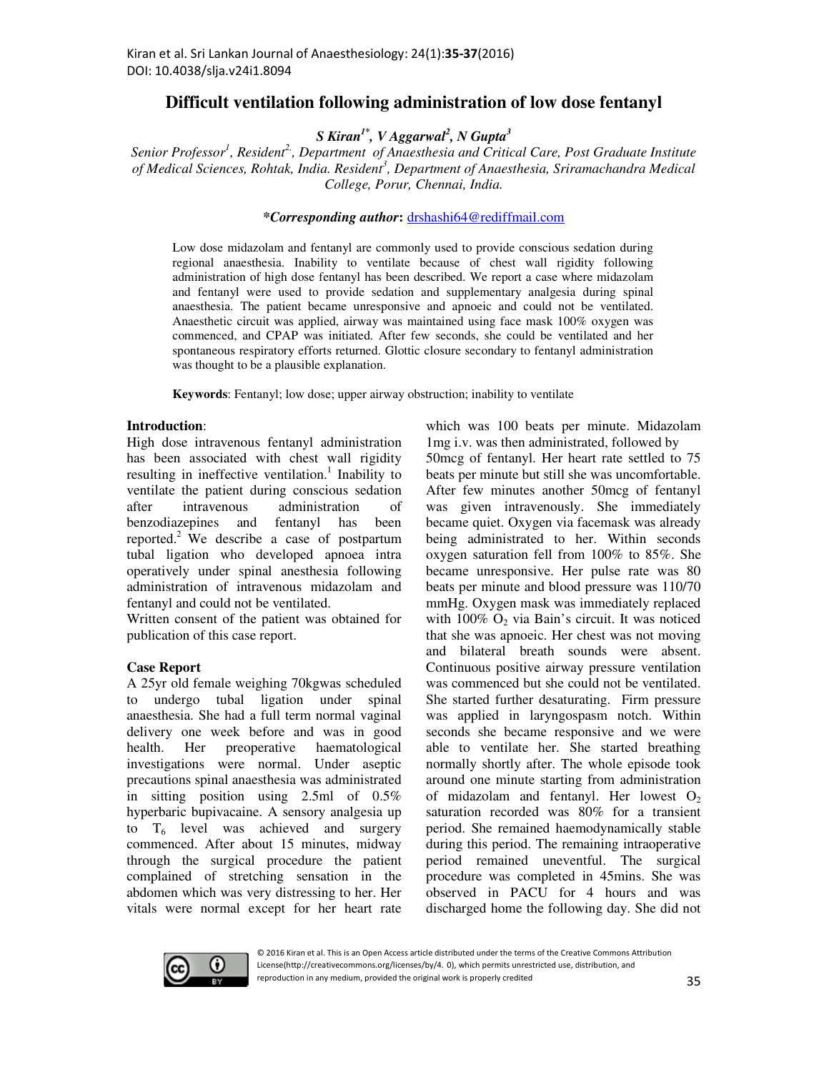# Difficult ventilation following administration of low dose fentanyl

***S Kiran[1*], V Aggarwal[2], N Gupta[3]***

*Senior Professor[1], Resident[2], Department of Anaesthesia and Critical Care, Post Graduate Institute of Medical Sciences, Rohtak, India. Resident[3], Department of Anaesthesia, Sriramachandra Medical College, Porur, Chennai, India.*

***\*Corresponding author*: drshashi64@rediffmail.com**

Low dose midazolam and fentanyl are commonly used to provide conscious sedation during regional anaesthesia. Inability to ventilate because of chest wall rigidity following administration of high dose fentanyl has been described. We report a case where midazolam and fentanyl were used to provide sedation and supplementary analgesia during spinal anaesthesia. The patient became unresponsive and apnoeic and could not be ventilated. Anaesthetic circuit was applied, airway was maintained using face mask 100% oxygen was commenced, and CPAP was initiated. After few seconds, she could be ventilated and her spontaneous respiratory efforts returned. Glottic closure secondary to fentanyl administration was thought to be a plausible explanation.

**Keywords**: Fentanyl; low dose; upper airway obstruction; inability to ventilate

## Introduction:

High dose intravenous fentanyl administration has been associated with chest wall rigidity resulting in ineffective ventilation.[1] Inability to ventilate the patient during conscious sedation after intravenous administration of benzodiazepines and fentanyl has been reported.[2] We describe a case of postpartum tubal ligation who developed apnoea intra operatively under spinal anesthesia following administration of intravenous midazolam and fentanyl and could not be ventilated.

Written consent of the patient was obtained for publication of this case report.

## Case Report

A 25yr old female weighing 70kgwas scheduled to undergo tubal ligation under spinal anaesthesia. She had a full term normal vaginal delivery one week before and was in good health. Her preoperative haematological investigations were normal. Under aseptic precautions spinal anaesthesia was administrated in sitting position using 2.5ml of 0.5% hyperbaric bupivacaine. A sensory analgesia up to $T_6$ level was achieved and surgery commenced. After about 15 minutes, midway through the surgical procedure the patient complained of stretching sensation in the abdomen which was very distressing to her. Her vitals were normal except for her heart rate which was 100 beats per minute. Midazolam 1mg i.v. was then administrated, followed by 50mcg of fentanyl. Her heart rate settled to 75 beats per minute but still she was uncomfortable. After few minutes another 50mcg of fentanyl was given intravenously. She immediately became quiet. Oxygen via facemask was already being administrated to her. Within seconds oxygen saturation fell from 100% to 85%. She became unresponsive. Her pulse rate was 80 beats per minute and blood pressure was 110/70 mmHg. Oxygen mask was immediately replaced with 100% $O_2$ via Bain's circuit. It was noticed that she was apnoeic. Her chest was not moving and bilateral breath sounds were absent. Continuous positive airway pressure ventilation was commenced but she could not be ventilated. She started further desaturating. Firm pressure was applied in laryngospasm notch. Within seconds she became responsive and we were able to ventilate her. She started breathing normally shortly after. The whole episode took around one minute starting from administration of midazolam and fentanyl. Her lowest $O_2$ saturation recorded was 80% for a transient period. She remained haemodynamically stable during this period. The remaining intraoperative period remained uneventful. The surgical procedure was completed in 45mins. She was observed in PACU for 4 hours and was discharged home the following day. She did not

© 2016 Kiran et al. This is an Open Access article distributed under the terms of the Creative Commons Attribution License(http://creativecommons.org/licenses/by/4. 0), which permits unrestricted use, distribution, and reproduction in any medium, provided the original work is properly credited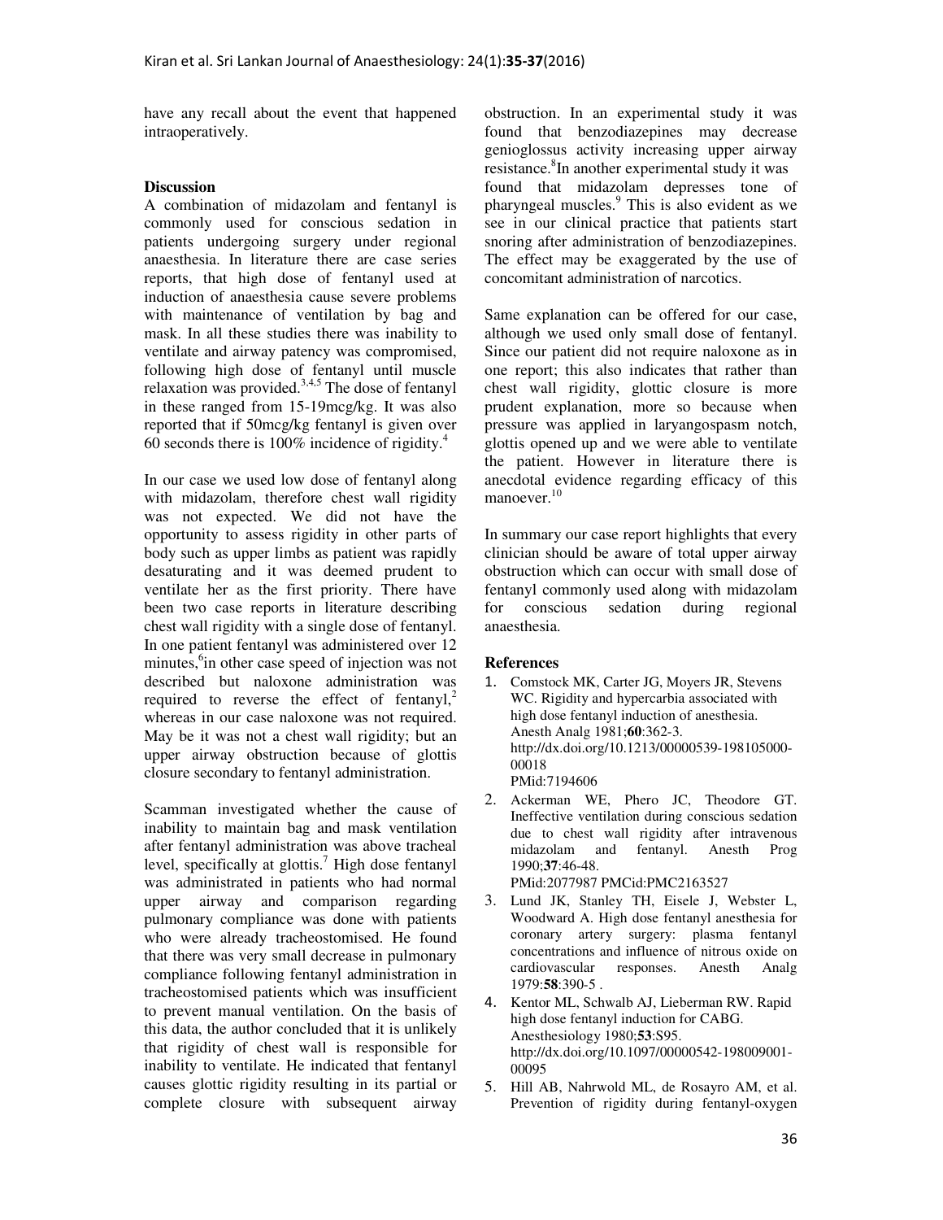have any recall about the event that happened intraoperatively.

### Discussion

A combination of midazolam and fentanyl is commonly used for conscious sedation in patients undergoing surgery under regional anaesthesia. In literature there are case series reports, that high dose of fentanyl used at induction of anaesthesia cause severe problems with maintenance of ventilation by bag and mask. In all these studies there was inability to ventilate and airway patency was compromised, following high dose of fentanyl until muscle relaxation was provided.[3,4,5] The dose of fentanyl in these ranged from 15-19mcg/kg. It was also reported that if 50mcg/kg fentanyl is given over 60 seconds there is 100% incidence of rigidity.[4]

In our case we used low dose of fentanyl along with midazolam, therefore chest wall rigidity was not expected. We did not have the opportunity to assess rigidity in other parts of body such as upper limbs as patient was rapidly desaturating and it was deemed prudent to ventilate her as the first priority. There have been two case reports in literature describing chest wall rigidity with a single dose of fentanyl. In one patient fentanyl was administered over 12 minutes,[6]in other case speed of injection was not described but naloxone administration was required to reverse the effect of fentanyl,[2] whereas in our case naloxone was not required. May be it was not a chest wall rigidity; but an upper airway obstruction because of glottis closure secondary to fentanyl administration.

Scamman investigated whether the cause of inability to maintain bag and mask ventilation after fentanyl administration was above tracheal level, specifically at glottis.[7] High dose fentanyl was administrated in patients who had normal upper airway and comparison regarding pulmonary compliance was done with patients who were already tracheostomised. He found that there was very small decrease in pulmonary compliance following fentanyl administration in tracheostomised patients which was insufficient to prevent manual ventilation. On the basis of this data, the author concluded that it is unlikely that rigidity of chest wall is responsible for inability to ventilate. He indicated that fentanyl causes glottic rigidity resulting in its partial or complete closure with subsequent airway obstruction. In an experimental study it was found that benzodiazepines may decrease genioglossus activity increasing upper airway resistance.[8]In another experimental study it was found that midazolam depresses tone of pharyngeal muscles.[9] This is also evident as we see in our clinical practice that patients start snoring after administration of benzodiazepines. The effect may be exaggerated by the use of concomitant administration of narcotics.

Same explanation can be offered for our case, although we used only small dose of fentanyl. Since our patient did not require naloxone as in one report; this also indicates that rather than chest wall rigidity, glottic closure is more prudent explanation, more so because when pressure was applied in laryangospasm notch, glottis opened up and we were able to ventilate the patient. However in literature there is anecdotal evidence regarding efficacy of this manoever.[10]

In summary our case report highlights that every clinician should be aware of total upper airway obstruction which can occur with small dose of fentanyl commonly used along with midazolam for conscious sedation during regional anaesthesia.

### References

1. Comstock MK, Carter JG, Moyers JR, Stevens WC. Rigidity and hypercarbia associated with high dose fentanyl induction of anesthesia. Anesth Analg 1981;**60**:362-3. http://dx.doi.org/10.1213/00000539-198105000-00018 PMid:7194606
2. Ackerman WE, Phero JC, Theodore GT. Ineffective ventilation during conscious sedation due to chest wall rigidity after intravenous midazolam and fentanyl. Anesth Prog 1990;**37**:46-48. PMid:2077987 PMCid:PMC2163527
3. Lund JK, Stanley TH, Eisele J, Webster L, Woodward A. High dose fentanyl anesthesia for coronary artery surgery: plasma fentanyl concentrations and influence of nitrous oxide on cardiovascular responses. Anesth Analg 1979:**58**:390-5 .
4. Kentor ML, Schwalb AJ, Lieberman RW. Rapid high dose fentanyl induction for CABG. Anesthesiology 1980;**53**:S95. http://dx.doi.org/10.1097/00000542-198009001-00095
5. Hill AB, Nahrwold ML, de Rosayro AM, et al. Prevention of rigidity during fentanyl-oxygen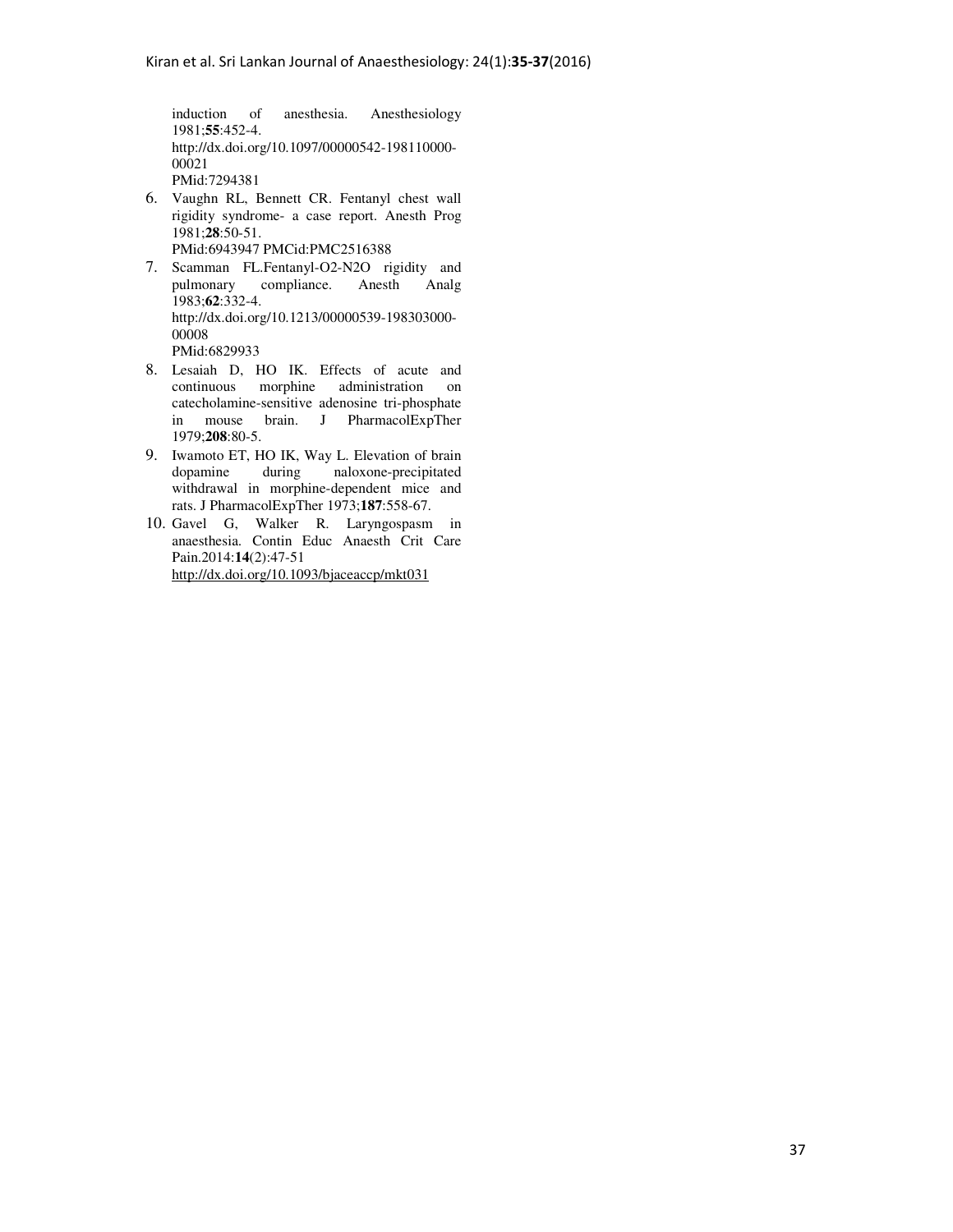induction of anesthesia. Anesthesiology 1981;**55**:452-4. http://dx.doi.org/10.1097/00000542-198110000-00021 PMid:7294381

6. Vaughn RL, Bennett CR. Fentanyl chest wall rigidity syndrome- a case report. Anesth Prog 1981;**28**:50-51. PMid:6943947 PMCid:PMC2516388
7. Scamman FL.Fentanyl-O2-N2O rigidity and pulmonary compliance. Anesth Analg 1983;**62**:332-4. http://dx.doi.org/10.1213/00000539-198303000-00008 PMid:6829933
8. Lesaiah D, HO IK. Effects of acute and continuous morphine administration on catecholamine-sensitive adenosine tri-phosphate in mouse brain. J PharmacolExpTher 1979;**208**:80-5.
9. Iwamoto ET, HO IK, Way L. Elevation of brain dopamine during naloxone-precipitated withdrawal in morphine-dependent mice and rats. J PharmacolExpTher 1973;**187**:558-67.
10. Gavel G, Walker R. Laryngospasm in anaesthesia. Contin Educ Anaesth Crit Care Pain.2014:**14**(2):47-51 http://dx.doi.org/10.1093/bjaceaccp/mkt031